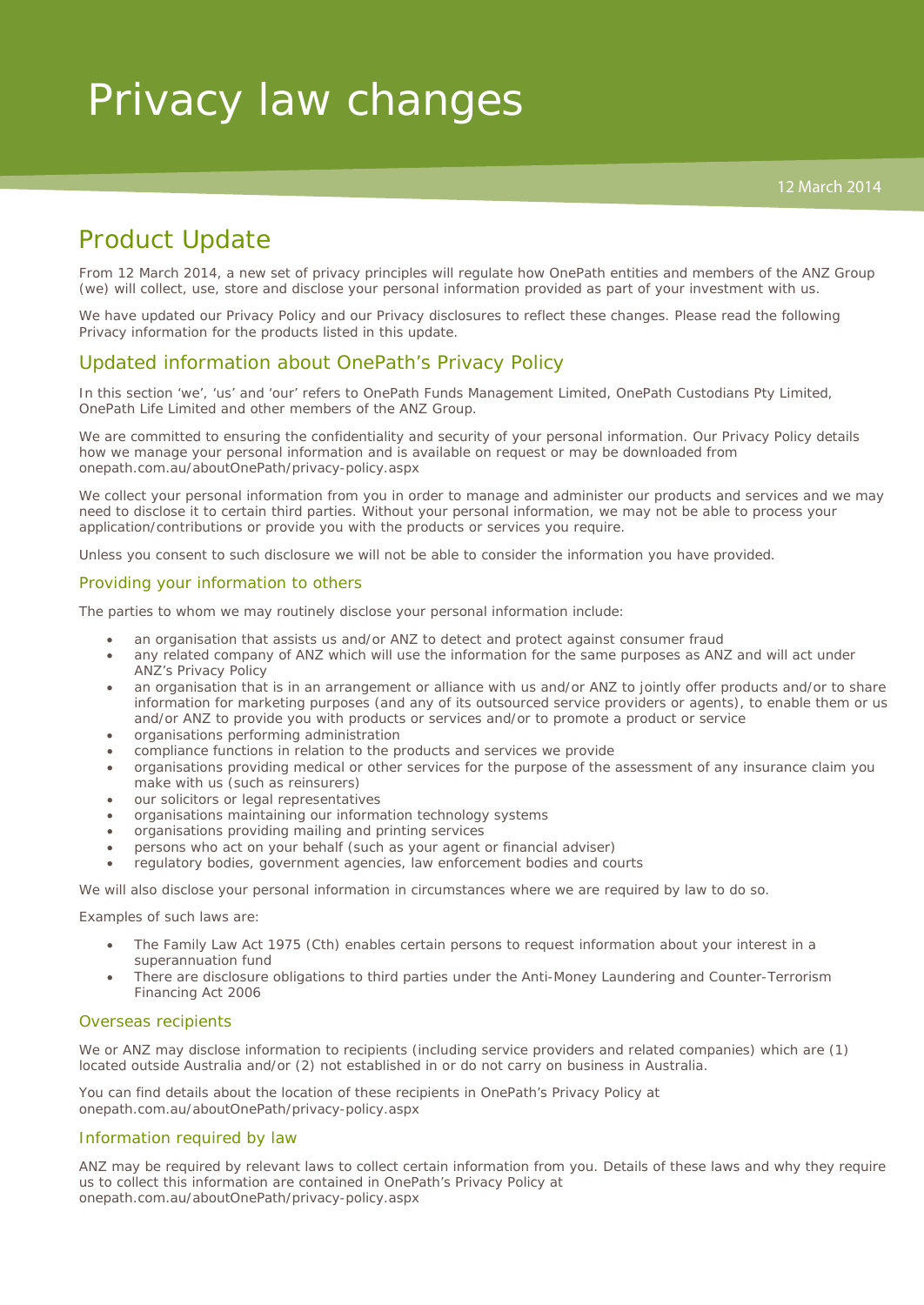# Privacy law changes

12 March 2014

## Product Update

From 12 March 2014, a new set of privacy principles will regulate how OnePath entities and members of the ANZ Group (we) will collect, use, store and disclose your personal information provided as part of your investment with us.

We have updated our Privacy Policy and our Privacy disclosures to reflect these changes. Please read the following Privacy information for the products listed in this update.

## Updated information about OnePath's Privacy Policy

In this section 'we', 'us' and 'our' refers to OnePath Funds Management Limited, OnePath Custodians Pty Limited, OnePath Life Limited and other members of the ANZ Group.

We are committed to ensuring the confidentiality and security of your personal information. Our Privacy Policy details how we manage your personal information and is available on request or may be downloaded from onepath.com.au/aboutOnePath/privacy-policy.aspx

We collect your personal information from you in order to manage and administer our products and services and we may need to disclose it to certain third parties. Without your personal information, we may not be able to process your application/contributions or provide you with the products or services you require.

Unless you consent to such disclosure we will not be able to consider the information you have provided.

### Providing your information to others

The parties to whom we may routinely disclose your personal information include:

- an organisation that assists us and/or ANZ to detect and protect against consumer fraud
- any related company of ANZ which will use the information for the same purposes as ANZ and will act under ANZ's Privacy Policy
- an organisation that is in an arrangement or alliance with us and/or ANZ to jointly offer products and/or to share information for marketing purposes (and any of its outsourced service providers or agents), to enable them or us and/or ANZ to provide you with products or services and/or to promote a product or service
- organisations performing administration
- compliance functions in relation to the products and services we provide
- organisations providing medical or other services for the purpose of the assessment of any insurance claim you make with us (such as reinsurers)
- our solicitors or legal representatives
- organisations maintaining our information technology systems
- organisations providing mailing and printing services
- persons who act on your behalf (such as your agent or financial adviser)
- regulatory bodies, government agencies, law enforcement bodies and courts

We will also disclose your personal information in circumstances where we are required by law to do so.

Examples of such laws are:

- The Family Law Act 1975 (Cth) enables certain persons to request information about your interest in a superannuation fund
- There are disclosure obligations to third parties under the Anti-Money Laundering and Counter-Terrorism Financing Act 2006

### Overseas recipients

We or ANZ may disclose information to recipients (including service providers and related companies) which are (1) located outside Australia and/or (2) not established in or do not carry on business in Australia.

You can find details about the location of these recipients in OnePath's Privacy Policy at onepath.com.au/aboutOnePath/privacy-policy.aspx

### Information required by law

ANZ may be required by relevant laws to collect certain information from you. Details of these laws and why they require us to collect this information are contained in OnePath's Privacy Policy at onepath.com.au/aboutOnePath/privacy-policy.aspx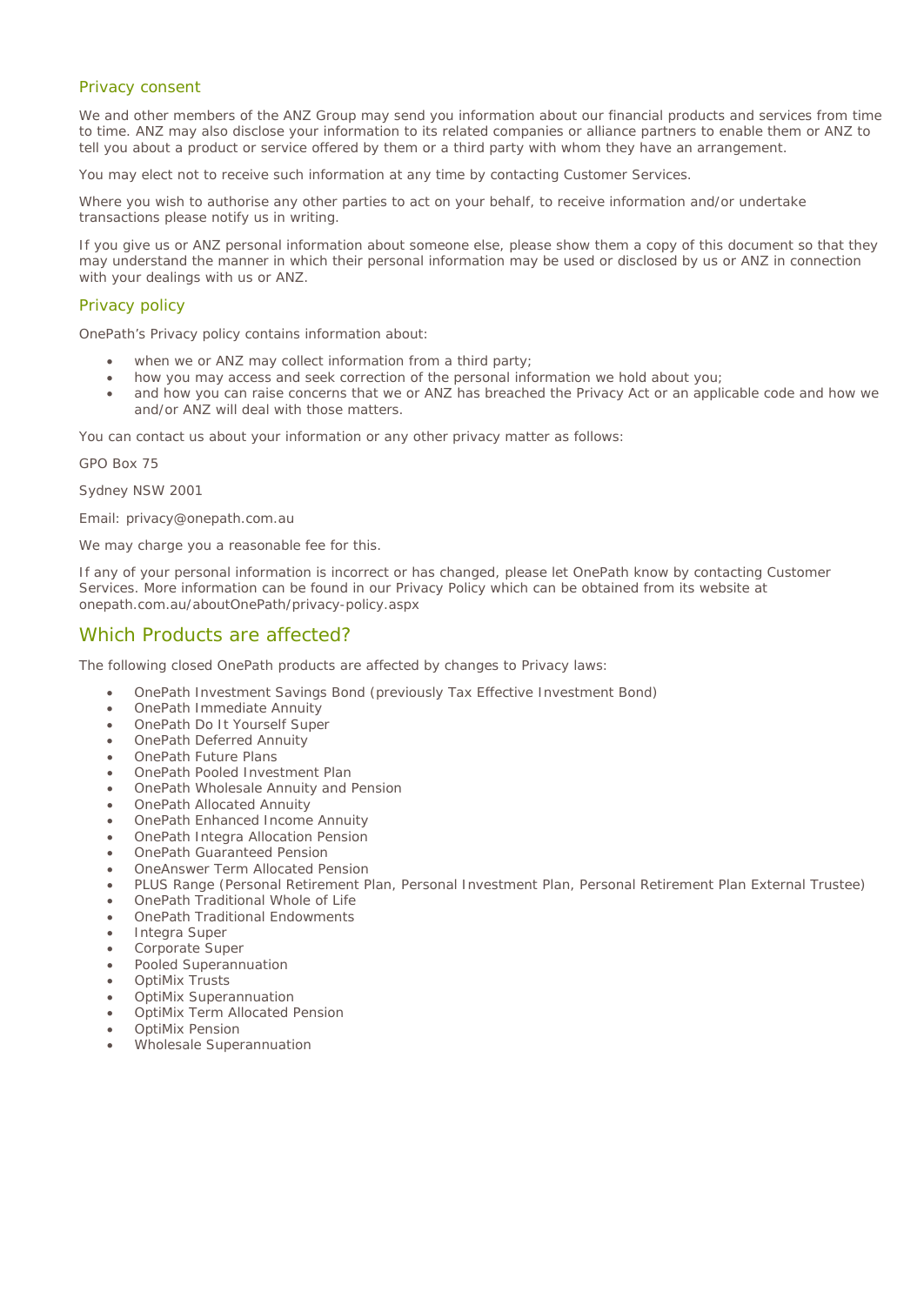## Privacy consent

We and other members of the ANZ Group may send you information about our financial products and services from time to time. ANZ may also disclose your information to its related companies or alliance partners to enable them or ANZ to tell you about a product or service offered by them or a third party with whom they have an arrangement.

You may elect not to receive such information at any time by contacting Customer Services.

Where you wish to authorise any other parties to act on your behalf, to receive information and/or undertake transactions please notify us in writing.

If you give us or ANZ personal information about someone else, please show them a copy of this document so that they may understand the manner in which their personal information may be used or disclosed by us or ANZ in connection with your dealings with us or ANZ.

## Privacy policy

OnePath's Privacy policy contains information about:

- when we or ANZ may collect information from a third party;
- how you may access and seek correction of the personal information we hold about you;
- and how you can raise concerns that we or ANZ has breached the Privacy Act or an applicable code and how we and/or ANZ will deal with those matters.

You can contact us about your information or any other privacy matter as follows:

GPO Box 75

Sydney NSW 2001

Email: privacy@onepath.com.au

We may charge you a reasonable fee for this.

If any of your personal information is incorrect or has changed, please let OnePath know by contacting Customer Services. More information can be found in our Privacy Policy which can be obtained from its website at onepath.com.au/aboutOnePath/privacy-policy.aspx

# Which Products are affected?

The following closed OnePath products are affected by changes to Privacy laws:

- OnePath Investment Savings Bond (previously Tax Effective Investment Bond)
- OnePath Immediate Annuity
- OnePath Do It Yourself Super
- OnePath Deferred Annuity
- OnePath Future Plans
- OnePath Pooled Investment Plan
- OnePath Wholesale Annuity and Pension
- OnePath Allocated Annuity
- OnePath Enhanced Income Annuity
- OnePath Integra Allocation Pension
- OnePath Guaranteed Pension
- OneAnswer Term Allocated Pension
- PLUS Range (Personal Retirement Plan, Personal Investment Plan, Personal Retirement Plan External Trustee)
- OnePath Traditional Whole of Life
- OnePath Traditional Endowments
- Integra Super
- Corporate Super
- Pooled Superannuation
- OptiMix Trusts
- OptiMix Superannuation
- OptiMix Term Allocated Pension
- OptiMix Pension
- Wholesale Superannuation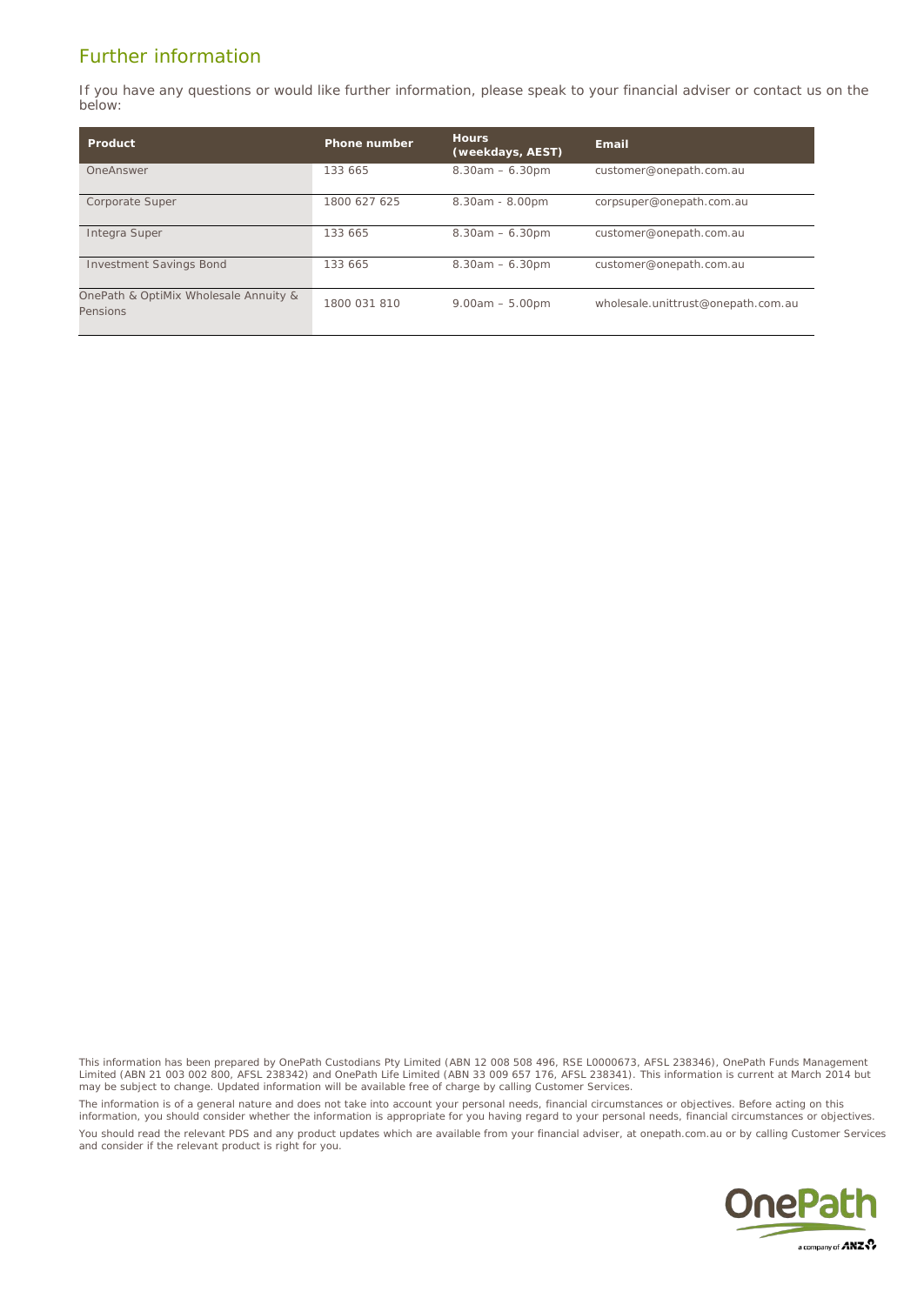## Further information

If you have any questions or would like further information, please speak to your financial adviser or contact us on the below:

| Product | Phone number | Hours (weekdays, AEST) | Email |
|---|---|---|---|
| OneAnswer | 133 665 | 8.30am – 6.30pm | customer@onepath.com.au |
| Corporate Super | 1800 627 625 | 8.30am - 8.00pm | corpsuper@onepath.com.au |
| Integra Super | 133 665 | 8.30am – 6.30pm | customer@onepath.com.au |
| Investment Savings Bond | 133 665 | 8.30am – 6.30pm | customer@onepath.com.au |
| OnePath & OptiMix Wholesale Annuity & Pensions | 1800 031 810 | 9.00am – 5.00pm | wholesale.unittrust@onepath.com.au |

This information has been prepared by OnePath Custodians Pty Limited (ABN 12 008 508 496, RSE L0000673, AFSL 238346), OnePath Funds Management Limited (ABN 21 003 002 800, AFSL 238342) and OnePath Life Limited (ABN 33 009 657 176, AFSL 238341). This information is current at March 2014 but may be subject to change. Updated information will be available free of charge by calling Customer Services.

The information is of a general nature and does not take into account your personal needs, financial circumstances or objectives. Before acting on this information, you should consider whether the information is appropriate for you having regard to your personal needs, financial circumstances or objectives.

You should read the relevant PDS and any product updates which are available from your financial adviser, at onepath.com.au or by calling Customer Services and consider if the relevant product is right for you.

OnePath

a company of ANZ